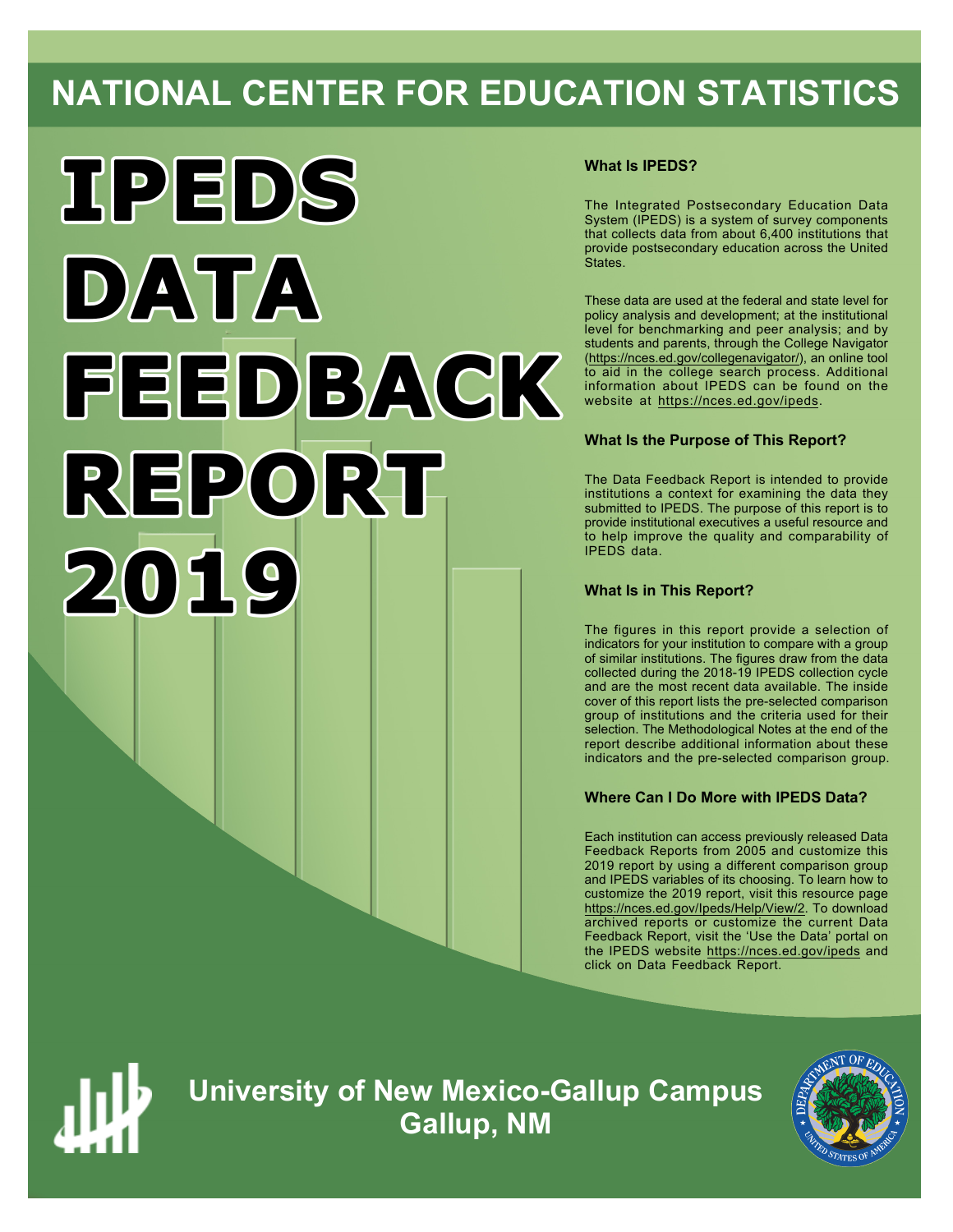# NATIONAL CENTER FOR EDUCATION STATISTICS

# IPEDS DATA FEEDBACK REPORT 2019

### What Is IPEDS?

The Integrated Postsecondary Education Data System (IPEDS) is a system of survey components that collects data from about 6,400 institutions that provide postsecondary education across the United States.

These data are used at the federal and state level for policy analysis and development; at the institutional level for benchmarking and peer analysis; and by students and parents, through the College Navigator (https://nces.ed.gov/collegenavigator/), an online tool to aid in the college search process. Additional information about IPEDS can be found on the website at https://nces.ed.gov/ipeds.

### What Is the Purpose of This Report?

The Data Feedback Report is intended to provide institutions a context for examining the data they submitted to IPEDS. The purpose of this report is to provide institutional executives a useful resource and to help improve the quality and comparability of IPEDS data.

### What Is in This Report?

The figures in this report provide a selection of indicators for your institution to compare with a group of similar institutions. The figures draw from the data collected during the 2018-19 IPEDS collection cycle and are the most recent data available. The inside cover of this report lists the pre-selected comparison group of institutions and the criteria used for their selection. The Methodological Notes at the end of the report describe additional information about these indicators and the pre-selected comparison group.

### Where Can I Do More with IPEDS Data?

Each institution can access previously released Data Feedback Reports from 2005 and customize this 2019 report by using a different comparison group and IPEDS variables of its choosing. To learn how to customize the 2019 report, visit this resource page https://nces.ed.gov/Ipeds/Help/View/2. To download archived reports or customize the current Data Feedback Report, visit the 'Use the Data' portal on the IPEDS website https://nces.ed.gov/ipeds and click on Data Feedback Report.

## University of New Mexico-Gallup Campus
## Gallup, NM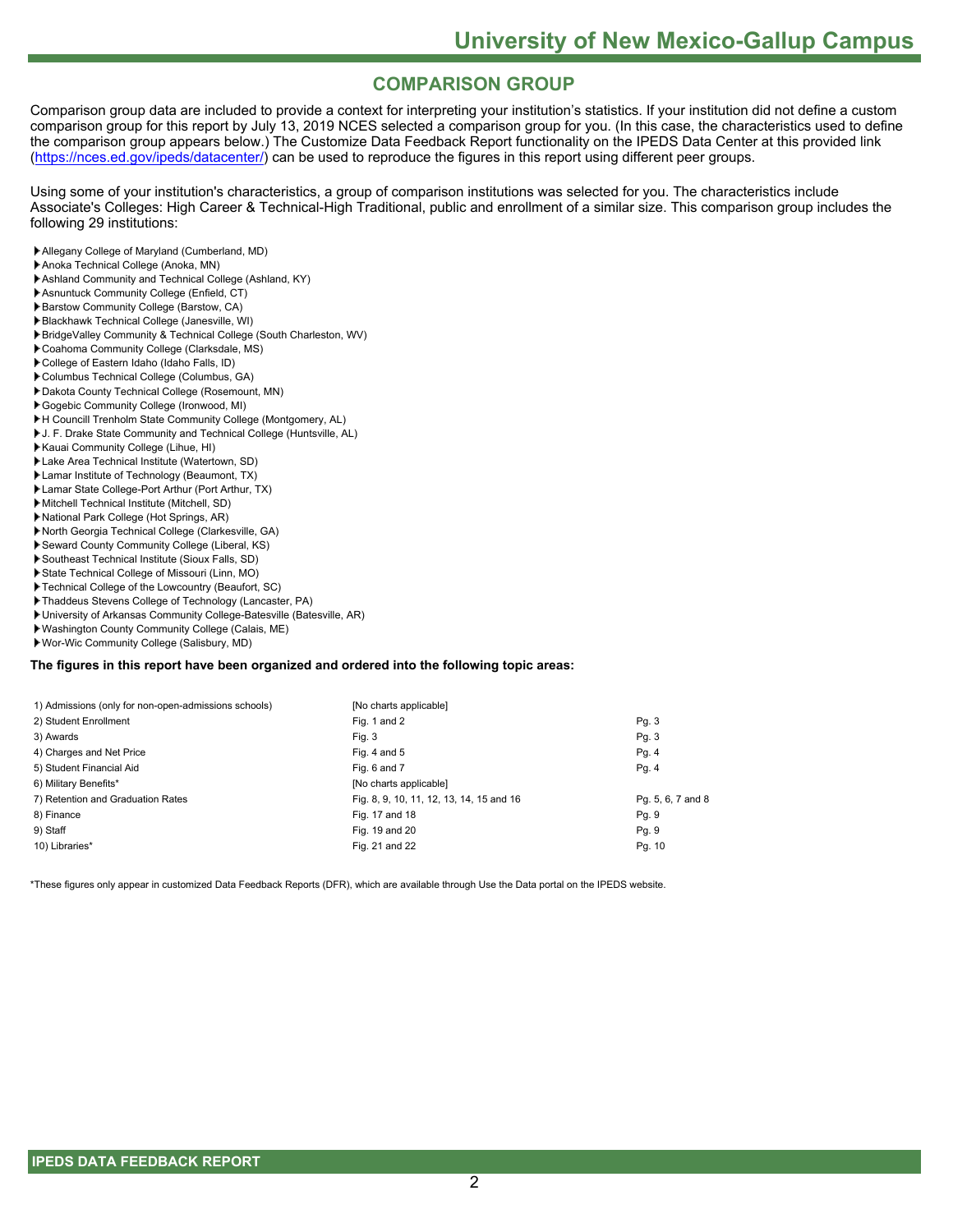## COMPARISON GROUP

Comparison group data are included to provide a context for interpreting your institution's statistics. If your institution did not define a custom comparison group for this report by July 13, 2019 NCES selected a comparison group for you. (In this case, the characteristics used to define the comparison group appears below.) The Customize Data Feedback Report functionality on the IPEDS Data Center at this provided link (https://nces.ed.gov/ipeds/datacenter/) can be used to reproduce the figures in this report using different peer groups.

Using some of your institution's characteristics, a group of comparison institutions was selected for you. The characteristics include Associate's Colleges: High Career & Technical-High Traditional, public and enrollment of a similar size. This comparison group includes the following 29 institutions:

- Allegany College of Maryland (Cumberland, MD)
- Anoka Technical College (Anoka, MN)
- Ashland Community and Technical College (Ashland, KY)
- Asnuntuck Community College (Enfield, CT)
- Barstow Community College (Barstow, CA)
- Blackhawk Technical College (Janesville, WI)
- BridgeValley Community & Technical College (South Charleston, WV)
- Coahoma Community College (Clarksdale, MS)
- College of Eastern Idaho (Idaho Falls, ID)
- Columbus Technical College (Columbus, GA)
- Dakota County Technical College (Rosemount, MN)
- Gogebic Community College (Ironwood, MI)
- H Councill Trenholm State Community College (Montgomery, AL)
- J. F. Drake State Community and Technical College (Huntsville, AL)
- Kauai Community College (Lihue, HI)
- Lake Area Technical Institute (Watertown, SD)
- Lamar Institute of Technology (Beaumont, TX)
- Lamar State College-Port Arthur (Port Arthur, TX)
- Mitchell Technical Institute (Mitchell, SD)
- National Park College (Hot Springs, AR)
- North Georgia Technical College (Clarkesville, GA)
- Seward County Community College (Liberal, KS)
- Southeast Technical Institute (Sioux Falls, SD)
- State Technical College of Missouri (Linn, MO)
- Technical College of the Lowcountry (Beaufort, SC)
- Thaddeus Stevens College of Technology (Lancaster, PA)
- University of Arkansas Community College-Batesville (Batesville, AR)
- Washington County Community College (Calais, ME)
- Wor-Wic Community College (Salisbury, MD)

**The figures in this report have been organized and ordered into the following topic areas:**

| Topic | Figures | Pages |
|---|---|---|
| 1) Admissions (only for non-open-admissions schools) | [No charts applicable] | |
| 2) Student Enrollment | Fig. 1 and 2 | Pg. 3 |
| 3) Awards | Fig. 3 | Pg. 3 |
| 4) Charges and Net Price | Fig. 4 and 5 | Pg. 4 |
| 5) Student Financial Aid | Fig. 6 and 7 | Pg. 4 |
| 6) Military Benefits* | [No charts applicable] | |
| 7) Retention and Graduation Rates | Fig. 8, 9, 10, 11, 12, 13, 14, 15 and 16 | Pg. 5, 6, 7 and 8 |
| 8) Finance | Fig. 17 and 18 | Pg. 9 |
| 9) Staff | Fig. 19 and 20 | Pg. 9 |
| 10) Libraries* | Fig. 21 and 22 | Pg. 10 |

*These figures only appear in customized Data Feedback Reports (DFR), which are available through Use the Data portal on the IPEDS website.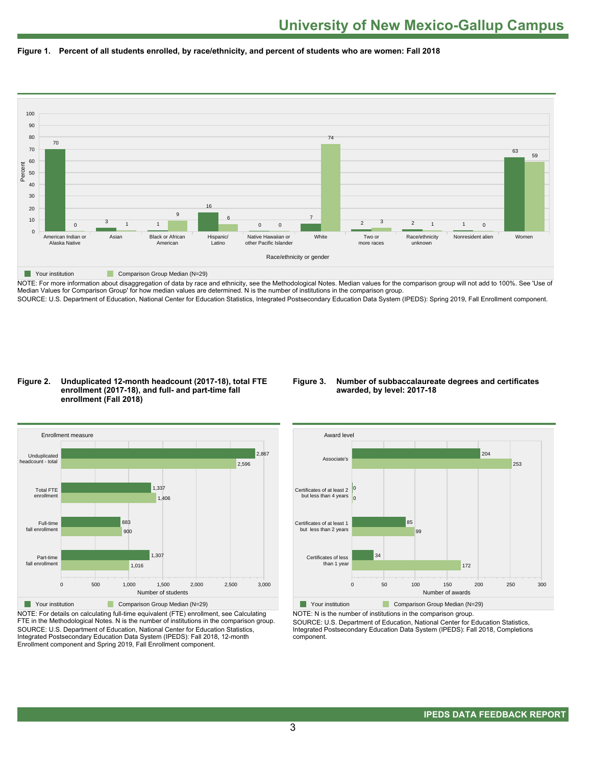# University of New Mexico-Gallup Campus

**Figure 1. Percent of all students enrolled, by race/ethnicity, and percent of students who are women: Fall 2018**

| Race/ethnicity or gender | Your institution | Comparison Group Median (N=29) |
| --- | --- | --- |
| American Indian or Alaska Native | 70 | 0 |
| Asian | 3 | 1 |
| Black or African American | 1 | 9 |
| Hispanic/ Latino | 16 | 6 |
| Native Hawaiian or other Pacific Islander | 0 | 0 |
| White | 7 | 74 |
| Two or more races | 2 | 3 |
| Race/ethnicity unknown | 2 | 1 |
| Nonresident alien | 1 | 0 |
| Women | 63 | 59 |

NOTE: For more information about disaggregation of data by race and ethnicity, see the Methodological Notes. Median values for the comparison group will not add to 100%. See 'Use of Median Values for Comparison Group' for how median values are determined. N is the number of institutions in the comparison group.
SOURCE: U.S. Department of Education, National Center for Education Statistics, Integrated Postsecondary Education Data System (IPEDS): Spring 2019, Fall Enrollment component.

**Figure 2. Unduplicated 12-month headcount (2017-18), total FTE enrollment (2017-18), and full- and part-time fall enrollment (Fall 2018)**

| Enrollment measure | Your institution | Comparison Group Median (N=29) |
| --- | --- | --- |
| Unduplicated headcount - total | 2,867 | 2,596 |
| Total FTE enrollment | 1,337 | 1,406 |
| Full-time fall enrollment | 883 | 900 |
| Part-time fall enrollment | 1,307 | 1,016 |

NOTE: For details on calculating full-time equivalent (FTE) enrollment, see Calculating FTE in the Methodological Notes. N is the number of institutions in the comparison group.
SOURCE: U.S. Department of Education, National Center for Education Statistics, Integrated Postsecondary Education Data System (IPEDS): Fall 2018, 12-month Enrollment component and Spring 2019, Fall Enrollment component.

**Figure 3. Number of subbaccalaureate degrees and certificates awarded, by level: 2017-18**

| Award level | Your institution | Comparison Group Median (N=29) |
| --- | --- | --- |
| Associate's | 204 | 253 |
| Certificates of at least 2 but less than 4 years | 0 | 0 |
| Certificates of at least 1 but less than 2 years | 85 | 99 |
| Certificates of less than 1 year | 34 | 172 |

NOTE: N is the number of institutions in the comparison group.
SOURCE: U.S. Department of Education, National Center for Education Statistics, Integrated Postsecondary Education Data System (IPEDS): Fall 2018, Completions component.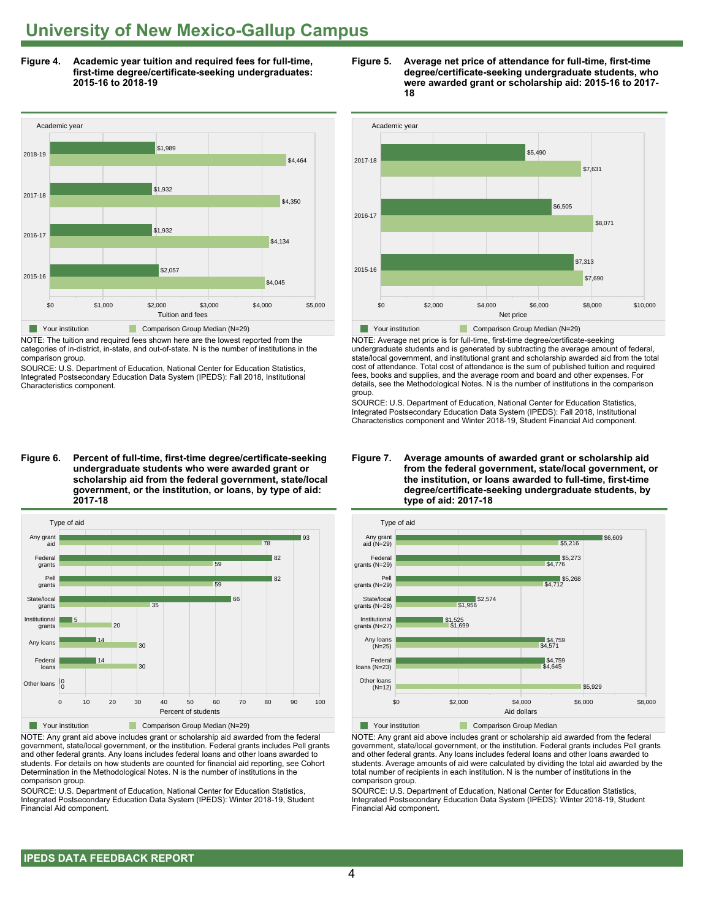# University of New Mexico-Gallup Campus

**Figure 4. Academic year tuition and required fees for full-time, first-time degree/certificate-seeking undergraduates: 2015-16 to 2018-19**

| Academic year | Your institution | Comparison Group Median (N=29) |
|---|---|---|
| 2018-19 | $1,989 | $4,464 |
| 2017-18 | $1,932 | $4,350 |
| 2016-17 | $1,932 | $4,134 |
| 2015-16 | $2,057 | $4,045 |

NOTE: The tuition and required fees shown here are the lowest reported from the categories of in-district, in-state, and out-of-state. N is the number of institutions in the comparison group.

SOURCE: U.S. Department of Education, National Center for Education Statistics, Integrated Postsecondary Education Data System (IPEDS): Fall 2018, Institutional Characteristics component.

**Figure 5. Average net price of attendance for full-time, first-time degree/certificate-seeking undergraduate students, who were awarded grant or scholarship aid: 2015-16 to 2017-18**

| Academic year | Your institution | Comparison Group Median (N=29) |
|---|---|---|
| 2017-18 | $5,490 | $7,631 |
| 2016-17 | $6,505 | $8,071 |
| 2015-16 | $7,313 | $7,690 |

NOTE: Average net price is for full-time, first-time degree/certificate-seeking undergraduate students and is generated by subtracting the average amount of federal, state/local government, and institutional grant and scholarship awarded aid from the total cost of attendance. Total cost of attendance is the sum of published tuition and required fees, books and supplies, and the average room and board and other expenses. For details, see the Methodological Notes. N is the number of institutions in the comparison group.

SOURCE: U.S. Department of Education, National Center for Education Statistics, Integrated Postsecondary Education Data System (IPEDS): Fall 2018, Institutional Characteristics component and Winter 2018-19, Student Financial Aid component.

**Figure 6. Percent of full-time, first-time degree/certificate-seeking undergraduate students who were awarded grant or scholarship aid from the federal government, state/local government, or the institution, or loans, by type of aid: 2017-18**

| Type of aid | Your institution | Comparison Group Median (N=29) |
|---|---|---|
| Any grant aid | 93 | 78 |
| Federal grants | 82 | 59 |
| Pell grants | 82 | 59 |
| State/local grants | 66 | 35 |
| Institutional grants | 5 | 20 |
| Any loans | 14 | 30 |
| Federal loans | 14 | 30 |
| Other loans | 0 | 0 |

NOTE: Any grant aid above includes grant or scholarship aid awarded from the federal government, state/local government, or the institution. Federal grants includes Pell grants and other federal grants. Any loans includes federal loans and other loans awarded to students. For details on how students are counted for financial aid reporting, see Cohort Determination in the Methodological Notes. N is the number of institutions in the comparison group.

SOURCE: U.S. Department of Education, National Center for Education Statistics, Integrated Postsecondary Education Data System (IPEDS): Winter 2018-19, Student Financial Aid component.

**Figure 7. Average amounts of awarded grant or scholarship aid from the federal government, state/local government, or the institution, or loans awarded to full-time, first-time degree/certificate-seeking undergraduate students, by type of aid: 2017-18**

| Type of aid | Your institution | Comparison Group Median |
|---|---|---|
| Any grant aid (N=29) | $6,609 | $5,216 |
| Federal grants (N=29) | $5,273 | $4,776 |
| Pell grants (N=29) | $5,268 | $4,712 |
| State/local grants (N=28) | $2,574 | $1,956 |
| Institutional grants (N=27) | $1,525 | $1,699 |
| Any loans (N=25) | $4,759 | $4,571 |
| Federal loans (N=23) | $4,759 | $4,645 |
| Other loans (N=12) | | $5,929 |

NOTE: Any grant aid above includes grant or scholarship aid awarded from the federal government, state/local government, or the institution. Federal grants includes Pell grants and other federal grants. Any loans includes federal loans and other loans awarded to students. Average amounts of aid were calculated by dividing the total aid awarded by the total number of recipients in each institution. N is the number of institutions in the comparison group.

SOURCE: U.S. Department of Education, National Center for Education Statistics, Integrated Postsecondary Education Data System (IPEDS): Winter 2018-19, Student Financial Aid component.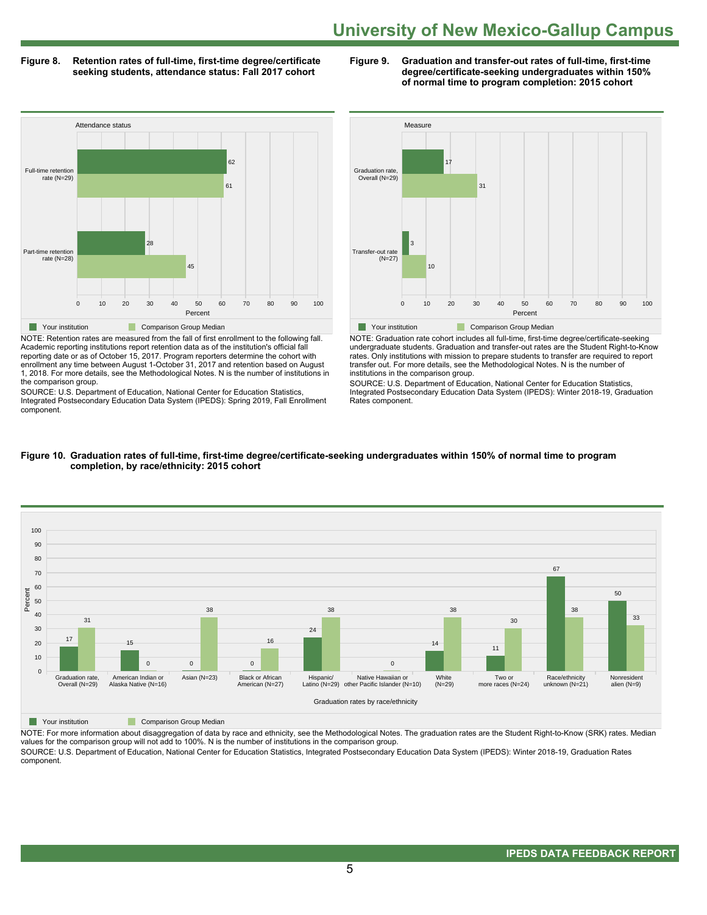# University of New Mexico-Gallup Campus

**Figure 8. Retention rates of full-time, first-time degree/certificate seeking students, attendance status: Fall 2017 cohort**

| Attendance status | Your institution | Comparison Group Median |
|---|---|---|
| Full-time retention rate (N=29) | 62 | 61 |
| Part-time retention rate (N=28) | 28 | 45 |

NOTE: Retention rates are measured from the fall of first enrollment to the following fall. Academic reporting institutions report retention data as of the institution's official fall reporting date or as of October 15, 2017. Program reporters determine the cohort with enrollment any time between August 1-October 31, 2017 and retention based on August 1, 2018. For more details, see the Methodological Notes. N is the number of institutions in the comparison group.

SOURCE: U.S. Department of Education, National Center for Education Statistics, Integrated Postsecondary Education Data System (IPEDS): Spring 2019, Fall Enrollment component.

**Figure 9. Graduation and transfer-out rates of full-time, first-time degree/certificate-seeking undergraduates within 150% of normal time to program completion: 2015 cohort**

| Measure | Your institution | Comparison Group Median |
|---|---|---|
| Graduation rate, Overall (N=29) | 17 | 31 |
| Transfer-out rate (N=27) | 3 | 10 |

NOTE: Graduation rate cohort includes all full-time, first-time degree/certificate-seeking undergraduate students. Graduation and transfer-out rates are the Student Right-to-Know rates. Only institutions with mission to prepare students to transfer are required to report transfer out. For more details, see the Methodological Notes. N is the number of institutions in the comparison group.

SOURCE: U.S. Department of Education, National Center for Education Statistics, Integrated Postsecondary Education Data System (IPEDS): Winter 2018-19, Graduation Rates component.

**Figure 10. Graduation rates of full-time, first-time degree/certificate-seeking undergraduates within 150% of normal time to program completion, by race/ethnicity: 2015 cohort**

| Graduation rates by race/ethnicity | Your institution | Comparison Group Median |
|---|---|---|
| Graduation rate, Overall (N=29) | 17 | 31 |
| American Indian or Alaska Native (N=16) | 15 | 0 |
| Asian (N=23) | 0 | 38 |
| Black or African American (N=27) | 0 | 16 |
| Hispanic/ Latino (N=29) | 24 | 38 |
| Native Hawaiian or other Pacific Islander (N=10) | | 0 |
| White (N=29) | 14 | 38 |
| Two or more races (N=24) | 11 | 30 |
| Race/ethnicity unknown (N=21) | 67 | 38 |
| Nonresident alien (N=9) | 50 | 33 |

NOTE: For more information about disaggregation of data by race and ethnicity, see the Methodological Notes. The graduation rates are the Student Right-to-Know (SRK) rates. Median values for the comparison group will not add to 100%. N is the number of institutions in the comparison group.

SOURCE: U.S. Department of Education, National Center for Education Statistics, Integrated Postsecondary Education Data System (IPEDS): Winter 2018-19, Graduation Rates component.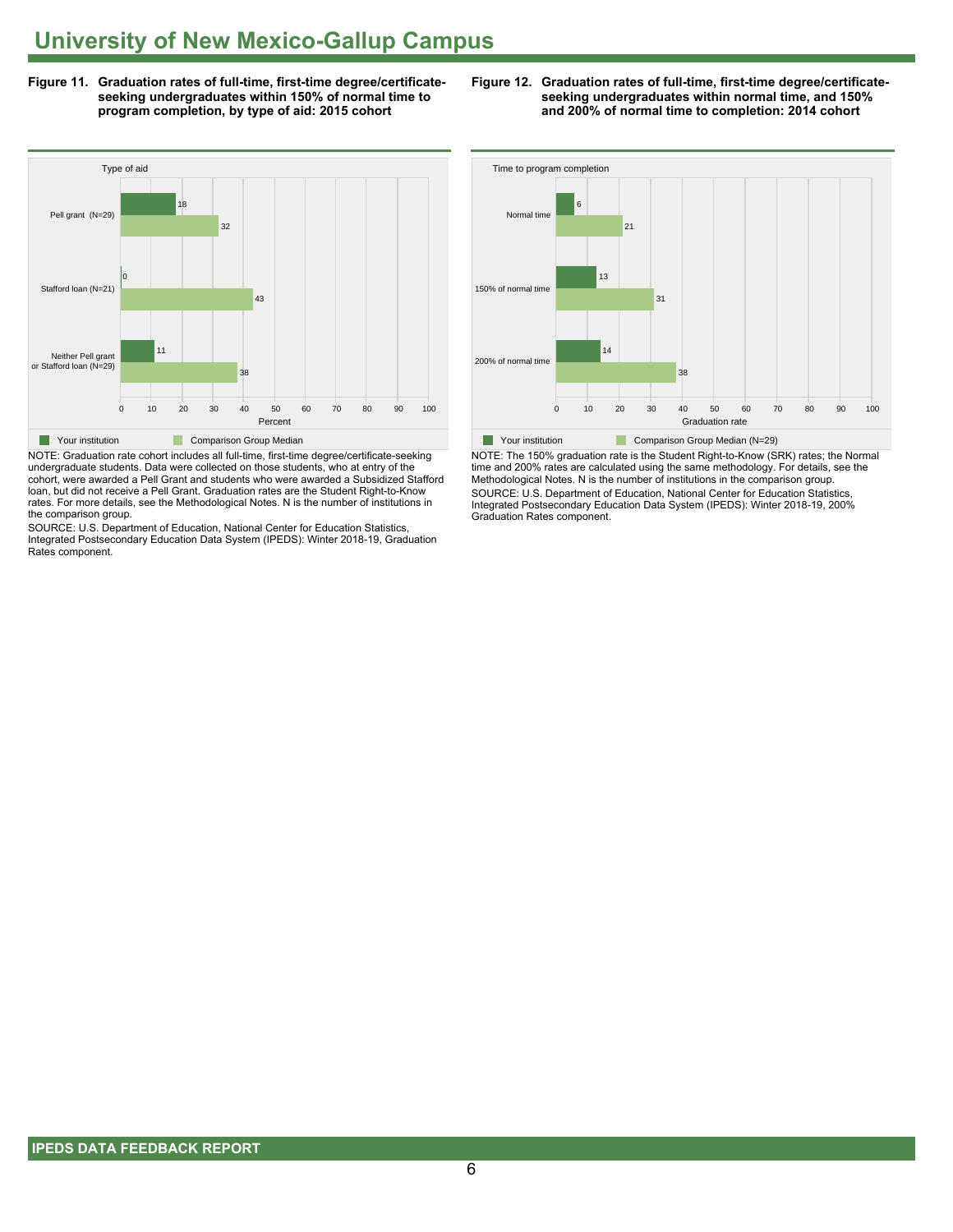# University of New Mexico-Gallup Campus

**Figure 11. Graduation rates of full-time, first-time degree/certificate-seeking undergraduates within 150% of normal time to program completion, by type of aid: 2015 cohort**

| Type of aid | Your institution | Comparison Group Median |
|---|---|---|
| Pell grant (N=29) | 18 | 32 |
| Stafford loan (N=21) | 0 | 43 |
| Neither Pell grant or Stafford loan (N=29) | 11 | 38 |

NOTE: Graduation rate cohort includes all full-time, first-time degree/certificate-seeking undergraduate students. Data were collected on those students, who at entry of the cohort, were awarded a Pell Grant and students who were awarded a Subsidized Stafford loan, but did not receive a Pell Grant. Graduation rates are the Student Right-to-Know rates. For more details, see the Methodological Notes. N is the number of institutions in the comparison group.

SOURCE: U.S. Department of Education, National Center for Education Statistics, Integrated Postsecondary Education Data System (IPEDS): Winter 2018-19, Graduation Rates component.

**Figure 12. Graduation rates of full-time, first-time degree/certificate-seeking undergraduates within normal time, and 150% and 200% of normal time to completion: 2014 cohort**

| Time to program completion | Your institution | Comparison Group Median (N=29) |
|---|---|---|
| Normal time | 6 | 21 |
| 150% of normal time | 13 | 31 |
| 200% of normal time | 14 | 38 |

NOTE: The 150% graduation rate is the Student Right-to-Know (SRK) rates; the Normal time and 200% rates are calculated using the same methodology. For details, see the Methodological Notes. N is the number of institutions in the comparison group.

SOURCE: U.S. Department of Education, National Center for Education Statistics, Integrated Postsecondary Education Data System (IPEDS): Winter 2018-19, 200% Graduation Rates component.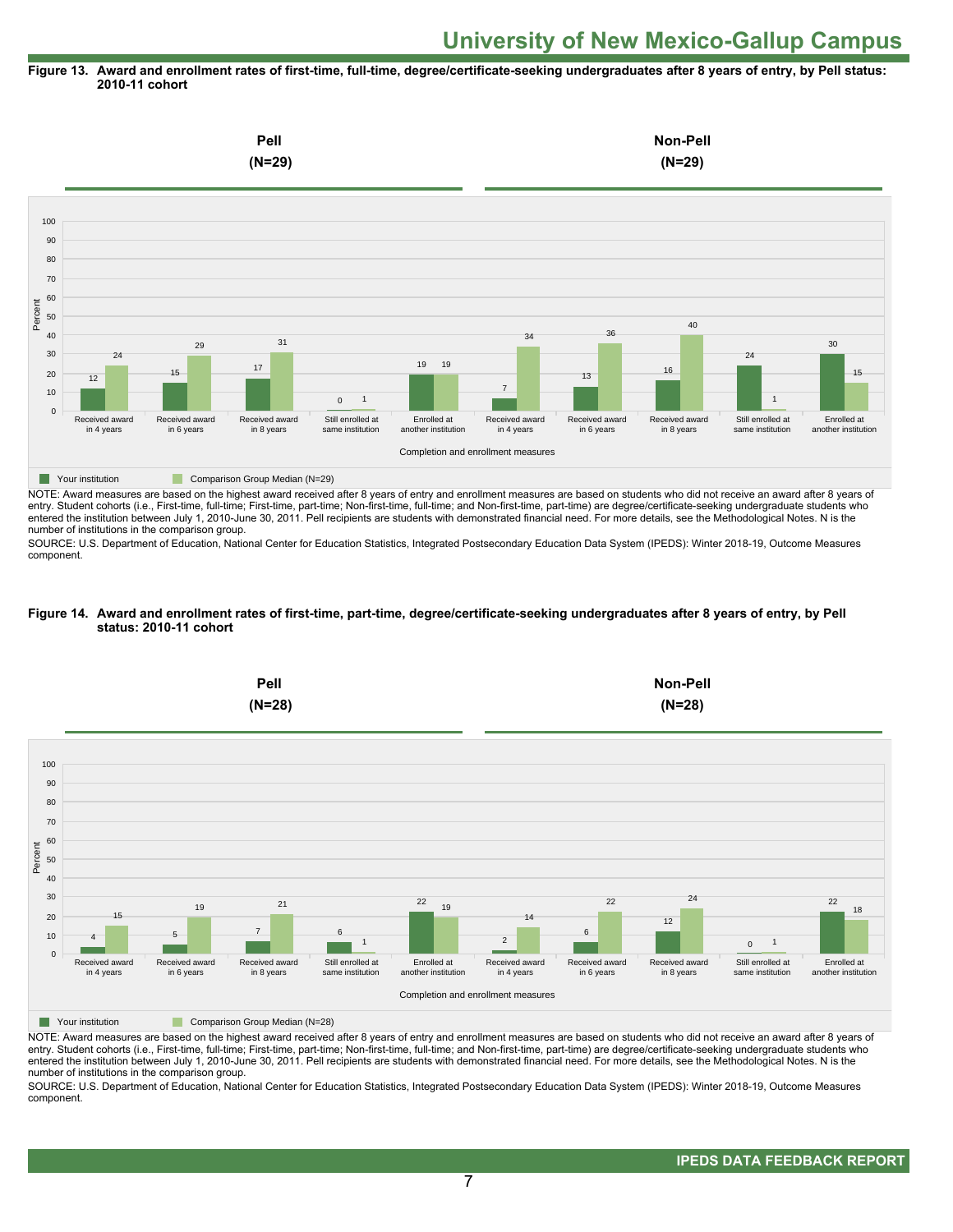# University of New Mexico-Gallup Campus

**Figure 13. Award and enrollment rates of first-time, full-time, degree/certificate-seeking undergraduates after 8 years of entry, by Pell status: 2010-11 cohort**

| Completion and enrollment measures | Pell (N=29): Your institution | Pell (N=29): Comparison Group Median (N=29) | Non-Pell (N=29): Your institution | Non-Pell (N=29): Comparison Group Median (N=29) |
|---|---|---|---|---|
| Received award in 4 years | 12 | 24 | 7 | 34 |
| Received award in 6 years | 15 | 29 | 13 | 36 |
| Received award in 8 years | 17 | 31 | 16 | 40 |
| Still enrolled at same institution | 0 | 1 | 24 | 1 |
| Enrolled at another institution | 19 | 19 | 30 | 15 |

NOTE: Award measures are based on the highest award received after 8 years of entry and enrollment measures are based on students who did not receive an award after 8 years of entry. Student cohorts (i.e., First-time, full-time; First-time, part-time; Non-first-time, full-time; and Non-first-time, part-time) are degree/certificate-seeking undergraduate students who entered the institution between July 1, 2010-June 30, 2011. Pell recipients are students with demonstrated financial need. For more details, see the Methodological Notes. N is the number of institutions in the comparison group.

SOURCE: U.S. Department of Education, National Center for Education Statistics, Integrated Postsecondary Education Data System (IPEDS): Winter 2018-19, Outcome Measures component.

**Figure 14. Award and enrollment rates of first-time, part-time, degree/certificate-seeking undergraduates after 8 years of entry, by Pell status: 2010-11 cohort**

| Completion and enrollment measures | Pell (N=28): Your institution | Pell (N=28): Comparison Group Median (N=28) | Non-Pell (N=28): Your institution | Non-Pell (N=28): Comparison Group Median (N=28) |
|---|---|---|---|---|
| Received award in 4 years | 4 | 15 | 2 | 14 |
| Received award in 6 years | 5 | 19 | 6 | 22 |
| Received award in 8 years | 7 | 21 | 12 | 24 |
| Still enrolled at same institution | 6 | 1 | 0 | 1 |
| Enrolled at another institution | 22 | 19 | 22 | 18 |

NOTE: Award measures are based on the highest award received after 8 years of entry and enrollment measures are based on students who did not receive an award after 8 years of entry. Student cohorts (i.e., First-time, full-time; First-time, part-time; Non-first-time, full-time; and Non-first-time, part-time) are degree/certificate-seeking undergraduate students who entered the institution between July 1, 2010-June 30, 2011. Pell recipients are students with demonstrated financial need. For more details, see the Methodological Notes. N is the number of institutions in the comparison group.

SOURCE: U.S. Department of Education, National Center for Education Statistics, Integrated Postsecondary Education Data System (IPEDS): Winter 2018-19, Outcome Measures component.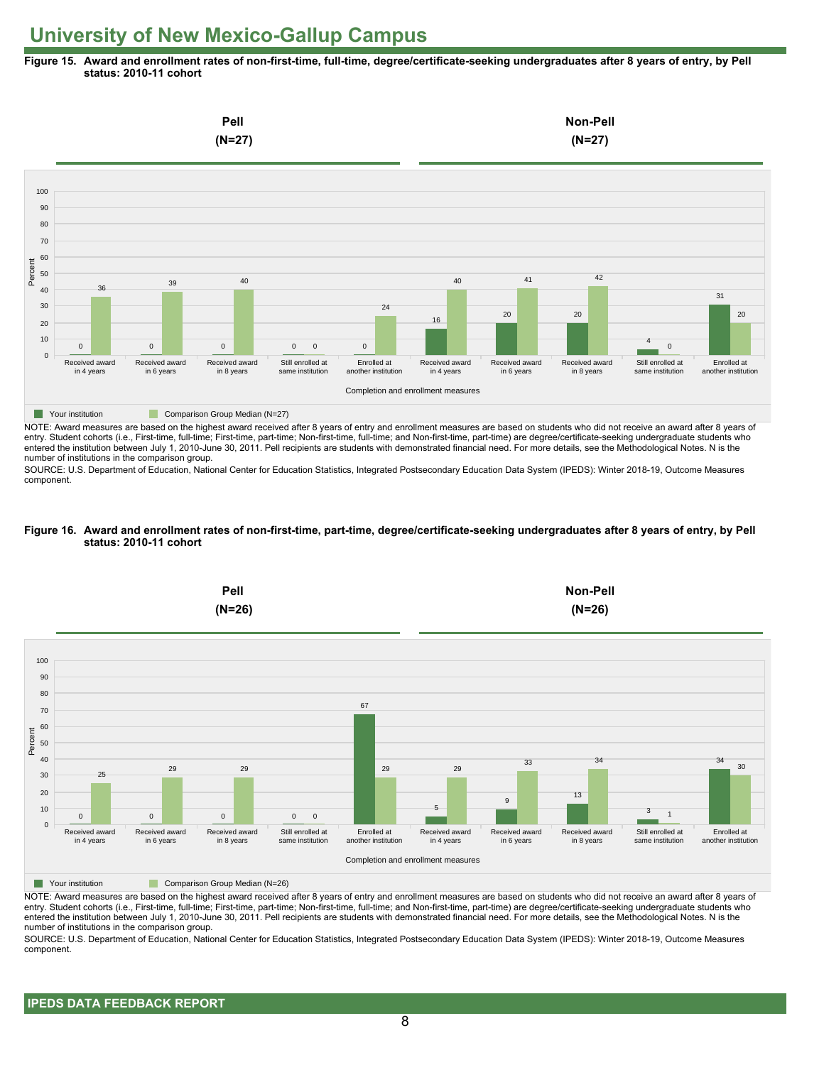# University of New Mexico-Gallup Campus

**Figure 15. Award and enrollment rates of non-first-time, full-time, degree/certificate-seeking undergraduates after 8 years of entry, by Pell status: 2010-11 cohort**

| Completion and enrollment measures | Pell (N=27) Your institution | Pell (N=27) Comparison Group Median (N=27) | Non-Pell (N=27) Your institution | Non-Pell (N=27) Comparison Group Median (N=27) |
|---|---|---|---|---|
| Received award in 4 years | 0 | 36 | 16 | 40 |
| Received award in 6 years | 0 | 39 | 20 | 41 |
| Received award in 8 years | 0 | 40 | 20 | 42 |
| Still enrolled at same institution | 0 | 0 | 4 | 0 |
| Enrolled at another institution | 0 | 24 | 31 | 20 |

NOTE: Award measures are based on the highest award received after 8 years of entry and enrollment measures are based on students who did not receive an award after 8 years of entry. Student cohorts (i.e., First-time, full-time; First-time, part-time; Non-first-time, full-time; and Non-first-time, part-time) are degree/certificate-seeking undergraduate students who entered the institution between July 1, 2010-June 30, 2011. Pell recipients are students with demonstrated financial need. For more details, see the Methodological Notes. N is the number of institutions in the comparison group.

SOURCE: U.S. Department of Education, National Center for Education Statistics, Integrated Postsecondary Education Data System (IPEDS): Winter 2018-19, Outcome Measures component.

**Figure 16. Award and enrollment rates of non-first-time, part-time, degree/certificate-seeking undergraduates after 8 years of entry, by Pell status: 2010-11 cohort**

| Completion and enrollment measures | Pell (N=26) Your institution | Pell (N=26) Comparison Group Median (N=26) | Non-Pell (N=26) Your institution | Non-Pell (N=26) Comparison Group Median (N=26) |
|---|---|---|---|---|
| Received award in 4 years | 0 | 25 | 5 | 29 |
| Received award in 6 years | 0 | 29 | 9 | 33 |
| Received award in 8 years | 0 | 29 | 13 | 34 |
| Still enrolled at same institution | 0 | 0 | 3 | 1 |
| Enrolled at another institution | 67 | 29 | 34 | 30 |

NOTE: Award measures are based on the highest award received after 8 years of entry and enrollment measures are based on students who did not receive an award after 8 years of entry. Student cohorts (i.e., First-time, full-time; First-time, part-time; Non-first-time, full-time; and Non-first-time, part-time) are degree/certificate-seeking undergraduate students who entered the institution between July 1, 2010-June 30, 2011. Pell recipients are students with demonstrated financial need. For more details, see the Methodological Notes. N is the number of institutions in the comparison group.

SOURCE: U.S. Department of Education, National Center for Education Statistics, Integrated Postsecondary Education Data System (IPEDS): Winter 2018-19, Outcome Measures component.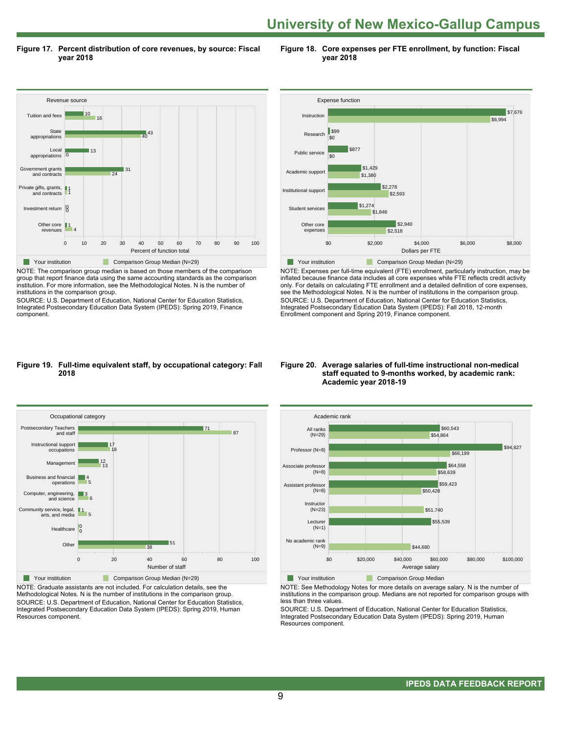# University of New Mexico-Gallup Campus

**Figure 17. Percent distribution of core revenues, by source: Fiscal year 2018**

| Revenue source | Your institution | Comparison Group Median (N=29) |
|---|---|---|
| Tuition and fees | 10 | 16 |
| State appropriations | 43 | 40 |
| Local appropriations | 13 | 0 |
| Government grants and contracts | 31 | 24 |
| Private gifts, grants, and contracts | 1 | 1 |
| Investment return | 0 | 0 |
| Other core revenues | 1 | 4 |

Percent of function total

NOTE: The comparison group median is based on those members of the comparison group that report finance data using the same accounting standards as the comparison institution. For more information, see the Methodological Notes. N is the number of institutions in the comparison group.

SOURCE: U.S. Department of Education, National Center for Education Statistics, Integrated Postsecondary Education Data System (IPEDS): Spring 2019, Finance component.

**Figure 18. Core expenses per FTE enrollment, by function: Fiscal year 2018**

| Expense function | Your institution | Comparison Group Median (N=29) |
|---|---|---|
| Instruction | $7,676 | $6,994 |
| Research | $99 | $0 |
| Public service | $877 | $0 |
| Academic support | $1,429 | $1,380 |
| Institutional support | $2,278 | $2,593 |
| Student services | $1,274 | $1,846 |
| Other core expenses | $2,940 | $2,518 |

Dollars per FTE

NOTE: Expenses per full-time equivalent (FTE) enrollment, particularly instruction, may be inflated because finance data includes all core expenses while FTE reflects credit activity only. For details on calculating FTE enrollment and a detailed definition of core expenses, see the Methodological Notes. N is the number of institutions in the comparison group.

SOURCE: U.S. Department of Education, National Center for Education Statistics, Integrated Postsecondary Education Data System (IPEDS): Fall 2018, 12-month Enrollment component and Spring 2019, Finance component.

**Figure 19. Full-time equivalent staff, by occupational category: Fall 2018**

| Occupational category | Your institution | Comparison Group Median (N=29) |
|---|---|---|
| Postsecondary Teachers and staff | 71 | 87 |
| Instructional support occupations | 17 | 18 |
| Management | 12 | 13 |
| Business and financial operations | 4 | 5 |
| Computer, engineering, and science | 3 | 6 |
| Community service, legal, arts, and media | 1 | 5 |
| Healthcare | 0 | 0 |
| Other | 51 | 38 |

Number of staff

NOTE: Graduate assistants are not included. For calculation details, see the Methodological Notes. N is the number of institutions in the comparison group.

SOURCE: U.S. Department of Education, National Center for Education Statistics, Integrated Postsecondary Education Data System (IPEDS): Spring 2019, Human Resources component.

**Figure 20. Average salaries of full-time instructional non-medical staff equated to 9-months worked, by academic rank: Academic year 2018-19**

| Academic rank | Your institution | Comparison Group Median |
|---|---|---|
| All ranks (N=29) | $60,543 | $54,864 |
| Professor (N=8) | $94,827 | $66,199 |
| Associate professor (N=8) | $64,558 | $58,639 |
| Assistant professor (N=8) | $59,423 | $50,428 |
| Instructor (N=23) | | $51,740 |
| Lecturer (N=1) | $55,539 | |
| No academic rank (N=9) | | $44,680 |

Average salary

NOTE: See Methodology Notes for more details on average salary. N is the number of institutions in the comparison group. Medians are not reported for comparison groups with less than three values.

SOURCE: U.S. Department of Education, National Center for Education Statistics, Integrated Postsecondary Education Data System (IPEDS): Spring 2019, Human Resources component.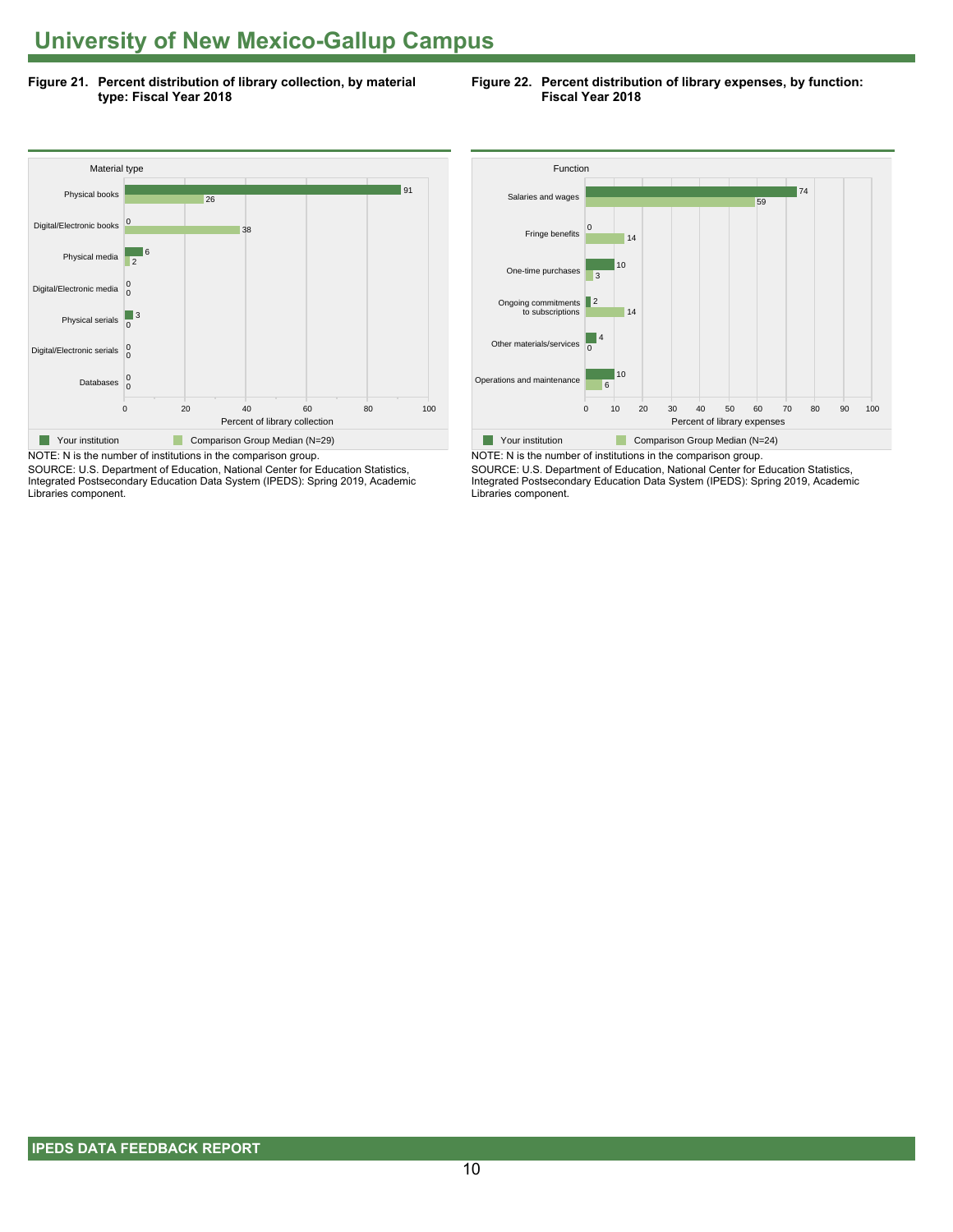# University of New Mexico-Gallup Campus

**Figure 21. Percent distribution of library collection, by material type: Fiscal Year 2018**

| Material type | Your institution | Comparison Group Median (N=29) |
|---|---|---|
| Physical books | 91 | 26 |
| Digital/Electronic books | 0 | 38 |
| Physical media | 6 | 2 |
| Digital/Electronic media | 0 | 0 |
| Physical serials | 3 | 0 |
| Digital/Electronic serials | 0 | 0 |
| Databases | 0 | 0 |

Percent of library collection

NOTE: N is the number of institutions in the comparison group.

SOURCE: U.S. Department of Education, National Center for Education Statistics, Integrated Postsecondary Education Data System (IPEDS): Spring 2019, Academic Libraries component.

**Figure 22. Percent distribution of library expenses, by function: Fiscal Year 2018**

| Function | Your institution | Comparison Group Median (N=24) |
|---|---|---|
| Salaries and wages | 74 | 59 |
| Fringe benefits | 0 | 14 |
| One-time purchases | 10 | 3 |
| Ongoing commitments to subscriptions | 2 | 14 |
| Other materials/services | 4 | 0 |
| Operations and maintenance | 10 | 6 |

Percent of library expenses

NOTE: N is the number of institutions in the comparison group.

SOURCE: U.S. Department of Education, National Center for Education Statistics, Integrated Postsecondary Education Data System (IPEDS): Spring 2019, Academic Libraries component.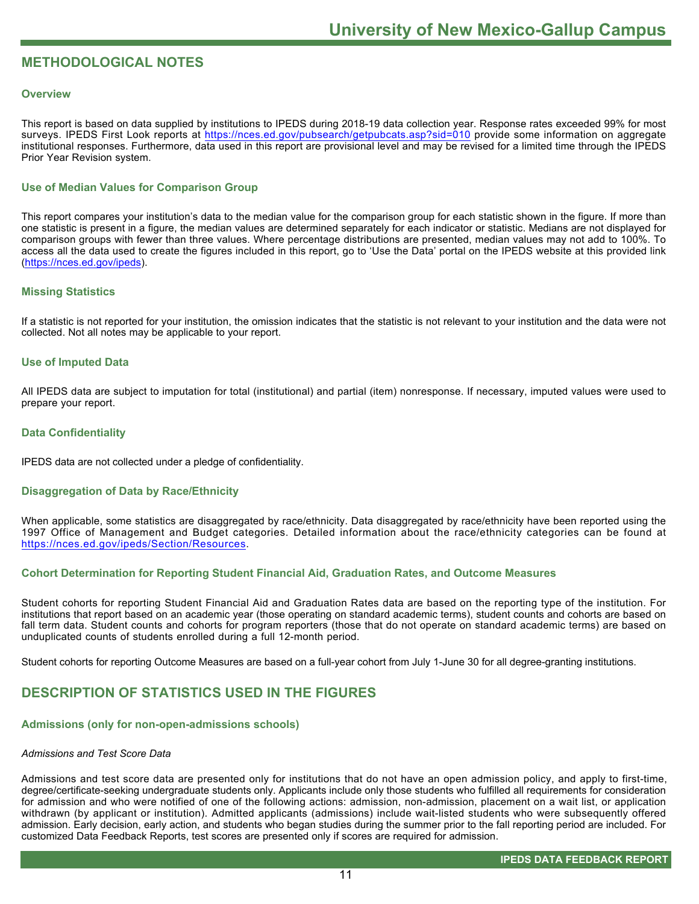## METHODOLOGICAL NOTES

### Overview

This report is based on data supplied by institutions to IPEDS during 2018-19 data collection year. Response rates exceeded 99% for most surveys. IPEDS First Look reports at https://nces.ed.gov/pubsearch/getpubcats.asp?sid=010 provide some information on aggregate institutional responses. Furthermore, data used in this report are provisional level and may be revised for a limited time through the IPEDS Prior Year Revision system.

### Use of Median Values for Comparison Group

This report compares your institution's data to the median value for the comparison group for each statistic shown in the figure. If more than one statistic is present in a figure, the median values are determined separately for each indicator or statistic. Medians are not displayed for comparison groups with fewer than three values. Where percentage distributions are presented, median values may not add to 100%. To access all the data used to create the figures included in this report, go to 'Use the Data' portal on the IPEDS website at this provided link (https://nces.ed.gov/ipeds).

### Missing Statistics

If a statistic is not reported for your institution, the omission indicates that the statistic is not relevant to your institution and the data were not collected. Not all notes may be applicable to your report.

### Use of Imputed Data

All IPEDS data are subject to imputation for total (institutional) and partial (item) nonresponse. If necessary, imputed values were used to prepare your report.

### Data Confidentiality

IPEDS data are not collected under a pledge of confidentiality.

### Disaggregation of Data by Race/Ethnicity

When applicable, some statistics are disaggregated by race/ethnicity. Data disaggregated by race/ethnicity have been reported using the 1997 Office of Management and Budget categories. Detailed information about the race/ethnicity categories can be found at https://nces.ed.gov/ipeds/Section/Resources.

### Cohort Determination for Reporting Student Financial Aid, Graduation Rates, and Outcome Measures

Student cohorts for reporting Student Financial Aid and Graduation Rates data are based on the reporting type of the institution. For institutions that report based on an academic year (those operating on standard academic terms), student counts and cohorts are based on fall term data. Student counts and cohorts for program reporters (those that do not operate on standard academic terms) are based on unduplicated counts of students enrolled during a full 12-month period.

Student cohorts for reporting Outcome Measures are based on a full-year cohort from July 1-June 30 for all degree-granting institutions.

## DESCRIPTION OF STATISTICS USED IN THE FIGURES

### Admissions (only for non-open-admissions schools)

*Admissions and Test Score Data*

Admissions and test score data are presented only for institutions that do not have an open admission policy, and apply to first-time, degree/certificate-seeking undergraduate students only. Applicants include only those students who fulfilled all requirements for consideration for admission and who were notified of one of the following actions: admission, non-admission, placement on a wait list, or application withdrawn (by applicant or institution). Admitted applicants (admissions) include wait-listed students who were subsequently offered admission. Early decision, early action, and students who began studies during the summer prior to the fall reporting period are included. For customized Data Feedback Reports, test scores are presented only if scores are required for admission.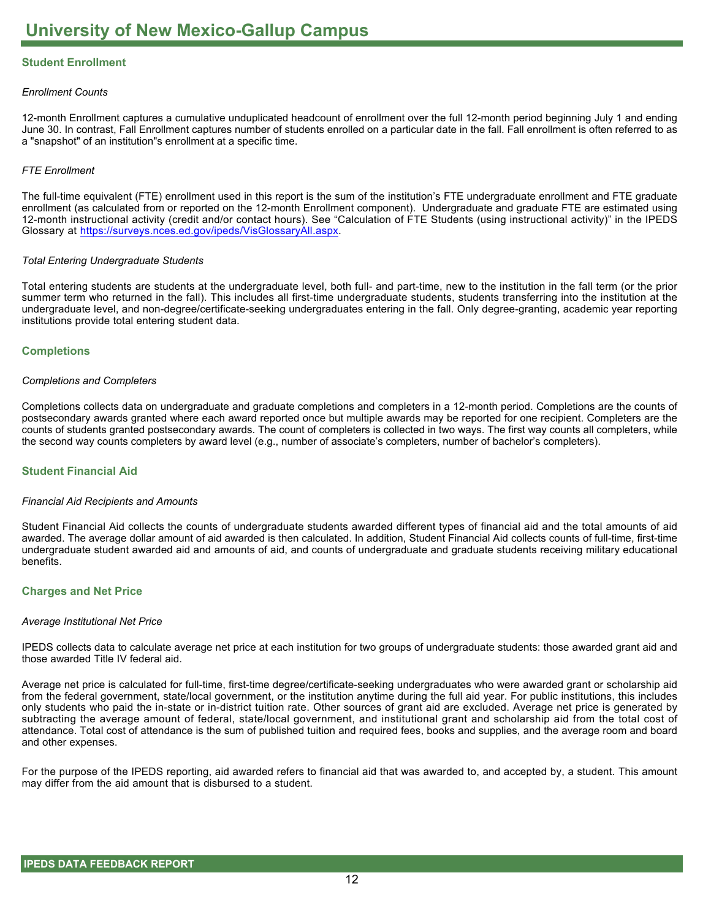# University of New Mexico-Gallup Campus

## Student Enrollment

*Enrollment Counts*

12-month Enrollment captures a cumulative unduplicated headcount of enrollment over the full 12-month period beginning July 1 and ending June 30. In contrast, Fall Enrollment captures number of students enrolled on a particular date in the fall. Fall enrollment is often referred to as a "snapshot" of an institution"s enrollment at a specific time.

*FTE Enrollment*

The full-time equivalent (FTE) enrollment used in this report is the sum of the institution's FTE undergraduate enrollment and FTE graduate enrollment (as calculated from or reported on the 12-month Enrollment component). Undergraduate and graduate FTE are estimated using 12-month instructional activity (credit and/or contact hours). See "Calculation of FTE Students (using instructional activity)" in the IPEDS Glossary at [https://surveys.nces.ed.gov/ipeds/VisGlossaryAll.aspx](https://surveys.nces.ed.gov/ipeds/VisGlossaryAll.aspx).

*Total Entering Undergraduate Students*

Total entering students are students at the undergraduate level, both full- and part-time, new to the institution in the fall term (or the prior summer term who returned in the fall). This includes all first-time undergraduate students, students transferring into the institution at the undergraduate level, and non-degree/certificate-seeking undergraduates entering in the fall. Only degree-granting, academic year reporting institutions provide total entering student data.

## Completions

*Completions and Completers*

Completions collects data on undergraduate and graduate completions and completers in a 12-month period. Completions are the counts of postsecondary awards granted where each award reported once but multiple awards may be reported for one recipient. Completers are the counts of students granted postsecondary awards. The count of completers is collected in two ways. The first way counts all completers, while the second way counts completers by award level (e.g., number of associate's completers, number of bachelor's completers).

## Student Financial Aid

*Financial Aid Recipients and Amounts*

Student Financial Aid collects the counts of undergraduate students awarded different types of financial aid and the total amounts of aid awarded. The average dollar amount of aid awarded is then calculated. In addition, Student Financial Aid collects counts of full-time, first-time undergraduate student awarded aid and amounts of aid, and counts of undergraduate and graduate students receiving military educational benefits.

## Charges and Net Price

*Average Institutional Net Price*

IPEDS collects data to calculate average net price at each institution for two groups of undergraduate students: those awarded grant aid and those awarded Title IV federal aid.

Average net price is calculated for full-time, first-time degree/certificate-seeking undergraduates who were awarded grant or scholarship aid from the federal government, state/local government, or the institution anytime during the full aid year. For public institutions, this includes only students who paid the in-state or in-district tuition rate. Other sources of grant aid are excluded. Average net price is generated by subtracting the average amount of federal, state/local government, and institutional grant and scholarship aid from the total cost of attendance. Total cost of attendance is the sum of published tuition and required fees, books and supplies, and the average room and board and other expenses.

For the purpose of the IPEDS reporting, aid awarded refers to financial aid that was awarded to, and accepted by, a student. This amount may differ from the aid amount that is disbursed to a student.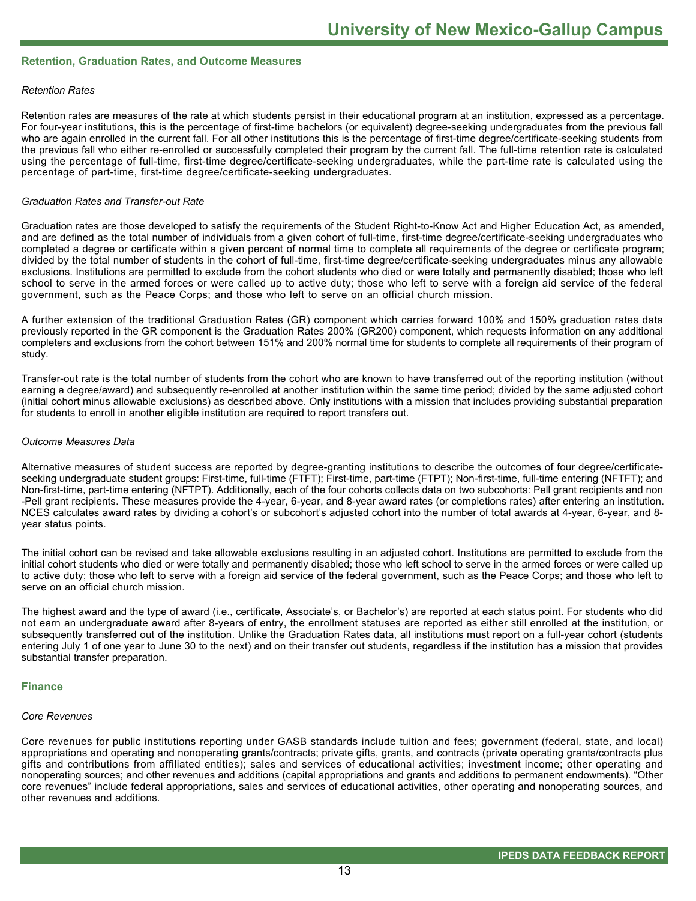## Retention, Graduation Rates, and Outcome Measures

*Retention Rates*

Retention rates are measures of the rate at which students persist in their educational program at an institution, expressed as a percentage. For four-year institutions, this is the percentage of first-time bachelors (or equivalent) degree-seeking undergraduates from the previous fall who are again enrolled in the current fall. For all other institutions this is the percentage of first-time degree/certificate-seeking students from the previous fall who either re-enrolled or successfully completed their program by the current fall. The full-time retention rate is calculated using the percentage of full-time, first-time degree/certificate-seeking undergraduates, while the part-time rate is calculated using the percentage of part-time, first-time degree/certificate-seeking undergraduates.

*Graduation Rates and Transfer-out Rate*

Graduation rates are those developed to satisfy the requirements of the Student Right-to-Know Act and Higher Education Act, as amended, and are defined as the total number of individuals from a given cohort of full-time, first-time degree/certificate-seeking undergraduates who completed a degree or certificate within a given percent of normal time to complete all requirements of the degree or certificate program; divided by the total number of students in the cohort of full-time, first-time degree/certificate-seeking undergraduates minus any allowable exclusions. Institutions are permitted to exclude from the cohort students who died or were totally and permanently disabled; those who left school to serve in the armed forces or were called up to active duty; those who left to serve with a foreign aid service of the federal government, such as the Peace Corps; and those who left to serve on an official church mission.

A further extension of the traditional Graduation Rates (GR) component which carries forward 100% and 150% graduation rates data previously reported in the GR component is the Graduation Rates 200% (GR200) component, which requests information on any additional completers and exclusions from the cohort between 151% and 200% normal time for students to complete all requirements of their program of study.

Transfer-out rate is the total number of students from the cohort who are known to have transferred out of the reporting institution (without earning a degree/award) and subsequently re-enrolled at another institution within the same time period; divided by the same adjusted cohort (initial cohort minus allowable exclusions) as described above. Only institutions with a mission that includes providing substantial preparation for students to enroll in another eligible institution are required to report transfers out.

*Outcome Measures Data*

Alternative measures of student success are reported by degree-granting institutions to describe the outcomes of four degree/certificate-seeking undergraduate student groups: First-time, full-time (FTFT); First-time, part-time (FTPT); Non-first-time, full-time entering (NFTFT); and Non-first-time, part-time entering (NFTPT). Additionally, each of the four cohorts collects data on two subcohorts: Pell grant recipients and non-Pell grant recipients. These measures provide the 4-year, 6-year, and 8-year award rates (or completions rates) after entering an institution. NCES calculates award rates by dividing a cohort's or subcohort's adjusted cohort into the number of total awards at 4-year, 6-year, and 8-year status points.

The initial cohort can be revised and take allowable exclusions resulting in an adjusted cohort. Institutions are permitted to exclude from the initial cohort students who died or were totally and permanently disabled; those who left school to serve in the armed forces or were called up to active duty; those who left to serve with a foreign aid service of the federal government, such as the Peace Corps; and those who left to serve on an official church mission.

The highest award and the type of award (i.e., certificate, Associate's, or Bachelor's) are reported at each status point. For students who did not earn an undergraduate award after 8-years of entry, the enrollment statuses are reported as either still enrolled at the institution, or subsequently transferred out of the institution. Unlike the Graduation Rates data, all institutions must report on a full-year cohort (students entering July 1 of one year to June 30 to the next) and on their transfer out students, regardless if the institution has a mission that provides substantial transfer preparation.

## Finance

*Core Revenues*

Core revenues for public institutions reporting under GASB standards include tuition and fees; government (federal, state, and local) appropriations and operating and nonoperating grants/contracts; private gifts, grants, and contracts (private operating grants/contracts plus gifts and contributions from affiliated entities); sales and services of educational activities; investment income; other operating and nonoperating sources; and other revenues and additions (capital appropriations and grants and additions to permanent endowments). "Other core revenues" include federal appropriations, sales and services of educational activities, other operating and nonoperating sources, and other revenues and additions.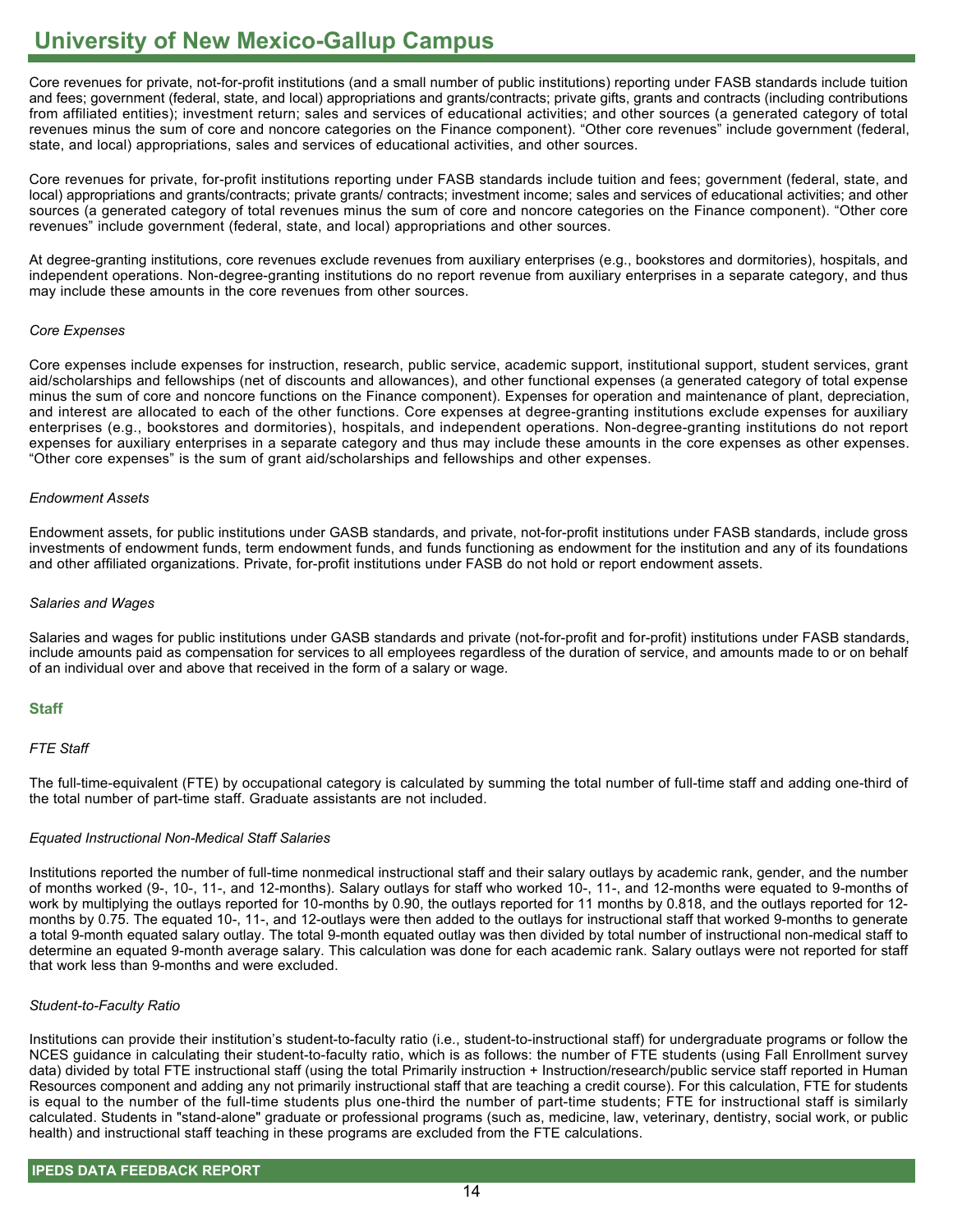# University of New Mexico-Gallup Campus

Core revenues for private, not-for-profit institutions (and a small number of public institutions) reporting under FASB standards include tuition and fees; government (federal, state, and local) appropriations and grants/contracts; private gifts, grants and contracts (including contributions from affiliated entities); investment return; sales and services of educational activities; and other sources (a generated category of total revenues minus the sum of core and noncore categories on the Finance component). “Other core revenues” include government (federal, state, and local) appropriations, sales and services of educational activities, and other sources.

Core revenues for private, for-profit institutions reporting under FASB standards include tuition and fees; government (federal, state, and local) appropriations and grants/contracts; private grants/ contracts; investment income; sales and services of educational activities; and other sources (a generated category of total revenues minus the sum of core and noncore categories on the Finance component). “Other core revenues” include government (federal, state, and local) appropriations and other sources.

At degree-granting institutions, core revenues exclude revenues from auxiliary enterprises (e.g., bookstores and dormitories), hospitals, and independent operations. Non-degree-granting institutions do no report revenue from auxiliary enterprises in a separate category, and thus may include these amounts in the core revenues from other sources.

*Core Expenses*

Core expenses include expenses for instruction, research, public service, academic support, institutional support, student services, grant aid/scholarships and fellowships (net of discounts and allowances), and other functional expenses (a generated category of total expense minus the sum of core and noncore functions on the Finance component). Expenses for operation and maintenance of plant, depreciation, and interest are allocated to each of the other functions. Core expenses at degree-granting institutions exclude expenses for auxiliary enterprises (e.g., bookstores and dormitories), hospitals, and independent operations. Non-degree-granting institutions do not report expenses for auxiliary enterprises in a separate category and thus may include these amounts in the core expenses as other expenses. “Other core expenses” is the sum of grant aid/scholarships and fellowships and other expenses.

*Endowment Assets*

Endowment assets, for public institutions under GASB standards, and private, not-for-profit institutions under FASB standards, include gross investments of endowment funds, term endowment funds, and funds functioning as endowment for the institution and any of its foundations and other affiliated organizations. Private, for-profit institutions under FASB do not hold or report endowment assets.

*Salaries and Wages*

Salaries and wages for public institutions under GASB standards and private (not-for-profit and for-profit) institutions under FASB standards, include amounts paid as compensation for services to all employees regardless of the duration of service, and amounts made to or on behalf of an individual over and above that received in the form of a salary or wage.

## Staff

*FTE Staff*

The full-time-equivalent (FTE) by occupational category is calculated by summing the total number of full-time staff and adding one-third of the total number of part-time staff. Graduate assistants are not included.

*Equated Instructional Non-Medical Staff Salaries*

Institutions reported the number of full-time nonmedical instructional staff and their salary outlays by academic rank, gender, and the number of months worked (9-, 10-, 11-, and 12-months). Salary outlays for staff who worked 10-, 11-, and 12-months were equated to 9-months of work by multiplying the outlays reported for 10-months by 0.90, the outlays reported for 11 months by 0.818, and the outlays reported for 12-months by 0.75. The equated 10-, 11-, and 12-outlays were then added to the outlays for instructional staff that worked 9-months to generate a total 9-month equated salary outlay. The total 9-month equated outlay was then divided by total number of instructional non-medical staff to determine an equated 9-month average salary. This calculation was done for each academic rank. Salary outlays were not reported for staff that work less than 9-months and were excluded.

*Student-to-Faculty Ratio*

Institutions can provide their institution's student-to-faculty ratio (i.e., student-to-instructional staff) for undergraduate programs or follow the NCES guidance in calculating their student-to-faculty ratio, which is as follows: the number of FTE students (using Fall Enrollment survey data) divided by total FTE instructional staff (using the total Primarily instruction + Instruction/research/public service staff reported in Human Resources component and adding any not primarily instructional staff that are teaching a credit course). For this calculation, FTE for students is equal to the number of the full-time students plus one-third the number of part-time students; FTE for instructional staff is similarly calculated. Students in "stand-alone" graduate or professional programs (such as, medicine, law, veterinary, dentistry, social work, or public health) and instructional staff teaching in these programs are excluded from the FTE calculations.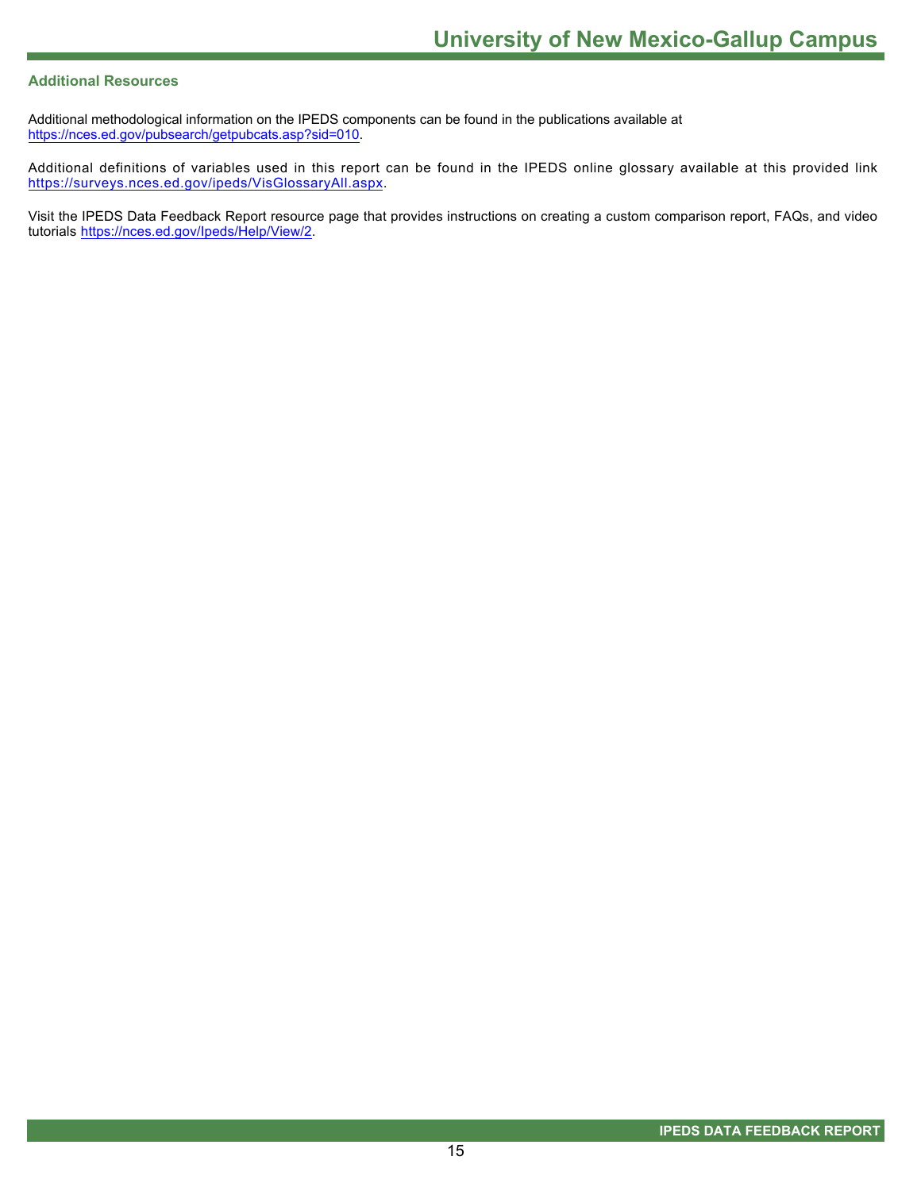## Additional Resources

Additional methodological information on the IPEDS components can be found in the publications available at https://nces.ed.gov/pubsearch/getpubcats.asp?sid=010.

Additional definitions of variables used in this report can be found in the IPEDS online glossary available at this provided link https://surveys.nces.ed.gov/ipeds/VisGlossaryAll.aspx.

Visit the IPEDS Data Feedback Report resource page that provides instructions on creating a custom comparison report, FAQs, and video tutorials https://nces.ed.gov/Ipeds/Help/View/2.